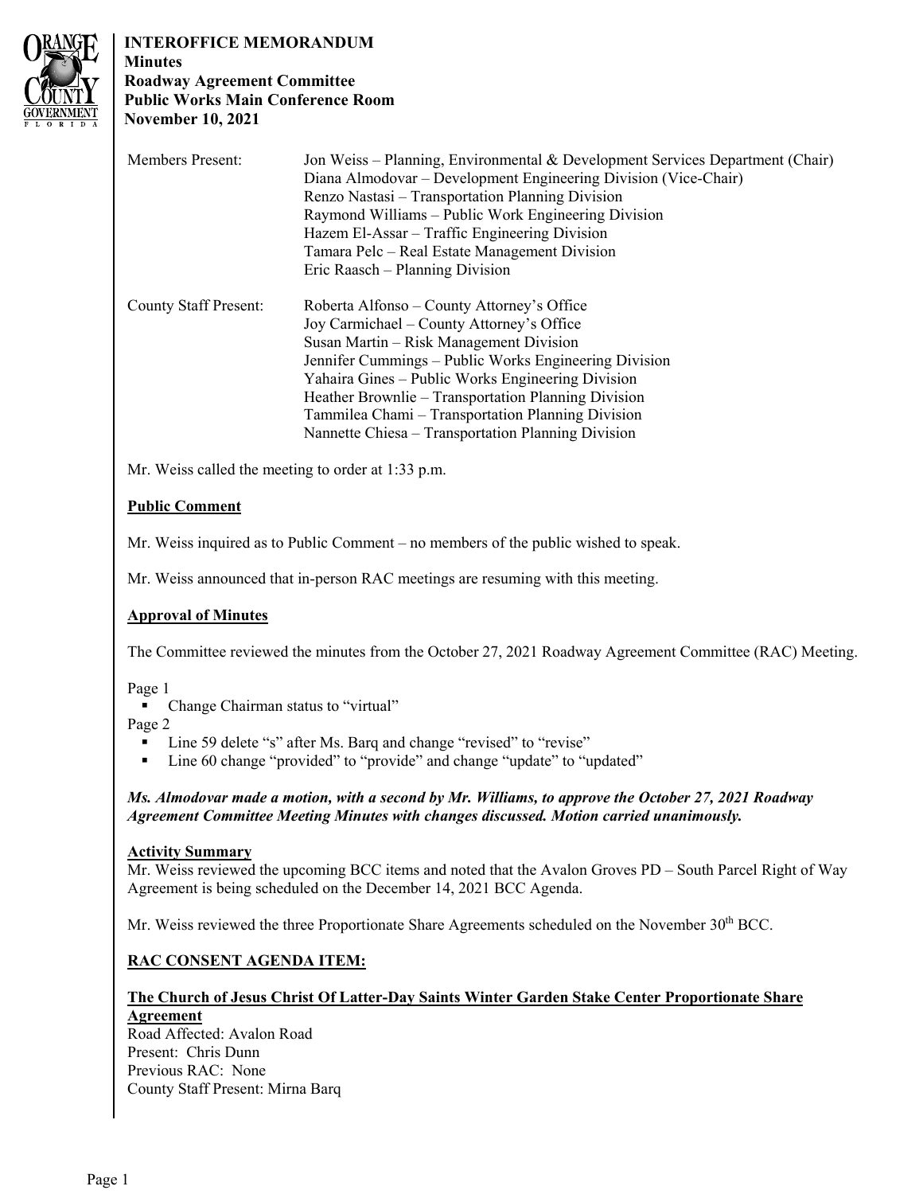**INTEROFFICE MEMORANDUM**
**Minutes**
**Roadway Agreement Committee**
**Public Works Main Conference Room**
**November 10, 2021**

| | |
|---|---|
| Members Present: | Jon Weiss – Planning, Environmental & Development Services Department (Chair) |
| | Diana Almodovar – Development Engineering Division (Vice-Chair) |
| | Renzo Nastasi – Transportation Planning Division |
| | Raymond Williams – Public Work Engineering Division |
| | Hazem El-Assar – Traffic Engineering Division |
| | Tamara Pelc – Real Estate Management Division |
| | Eric Raasch – Planning Division |
| County Staff Present: | Roberta Alfonso – County Attorney's Office |
| | Joy Carmichael – County Attorney's Office |
| | Susan Martin – Risk Management Division |
| | Jennifer Cummings – Public Works Engineering Division |
| | Yahaira Gines – Public Works Engineering Division |
| | Heather Brownlie – Transportation Planning Division |
| | Tammilea Chami – Transportation Planning Division |
| | Nannette Chiesa – Transportation Planning Division |

Mr. Weiss called the meeting to order at 1:33 p.m.

**Public Comment**

Mr. Weiss inquired as to Public Comment – no members of the public wished to speak.

Mr. Weiss announced that in-person RAC meetings are resuming with this meeting.

**Approval of Minutes**

The Committee reviewed the minutes from the October 27, 2021 Roadway Agreement Committee (RAC) Meeting.

Page 1
- Change Chairman status to "virtual"

Page 2
- Line 59 delete "s" after Ms. Barq and change "revised" to "revise"
- Line 60 change "provided" to "provide" and change "update" to "updated"

***Ms. Almodovar made a motion, with a second by Mr. Williams, to approve the October 27, 2021 Roadway Agreement Committee Meeting Minutes with changes discussed. Motion carried unanimously.***

**Activity Summary**

Mr. Weiss reviewed the upcoming BCC items and noted that the Avalon Groves PD – South Parcel Right of Way Agreement is being scheduled on the December 14, 2021 BCC Agenda.

Mr. Weiss reviewed the three Proportionate Share Agreements scheduled on the November 30th BCC.

**RAC CONSENT AGENDA ITEM:**

**The Church of Jesus Christ Of Latter-Day Saints Winter Garden Stake Center Proportionate Share Agreement**

Road Affected: Avalon Road
Present: Chris Dunn
Previous RAC: None
County Staff Present: Mirna Barq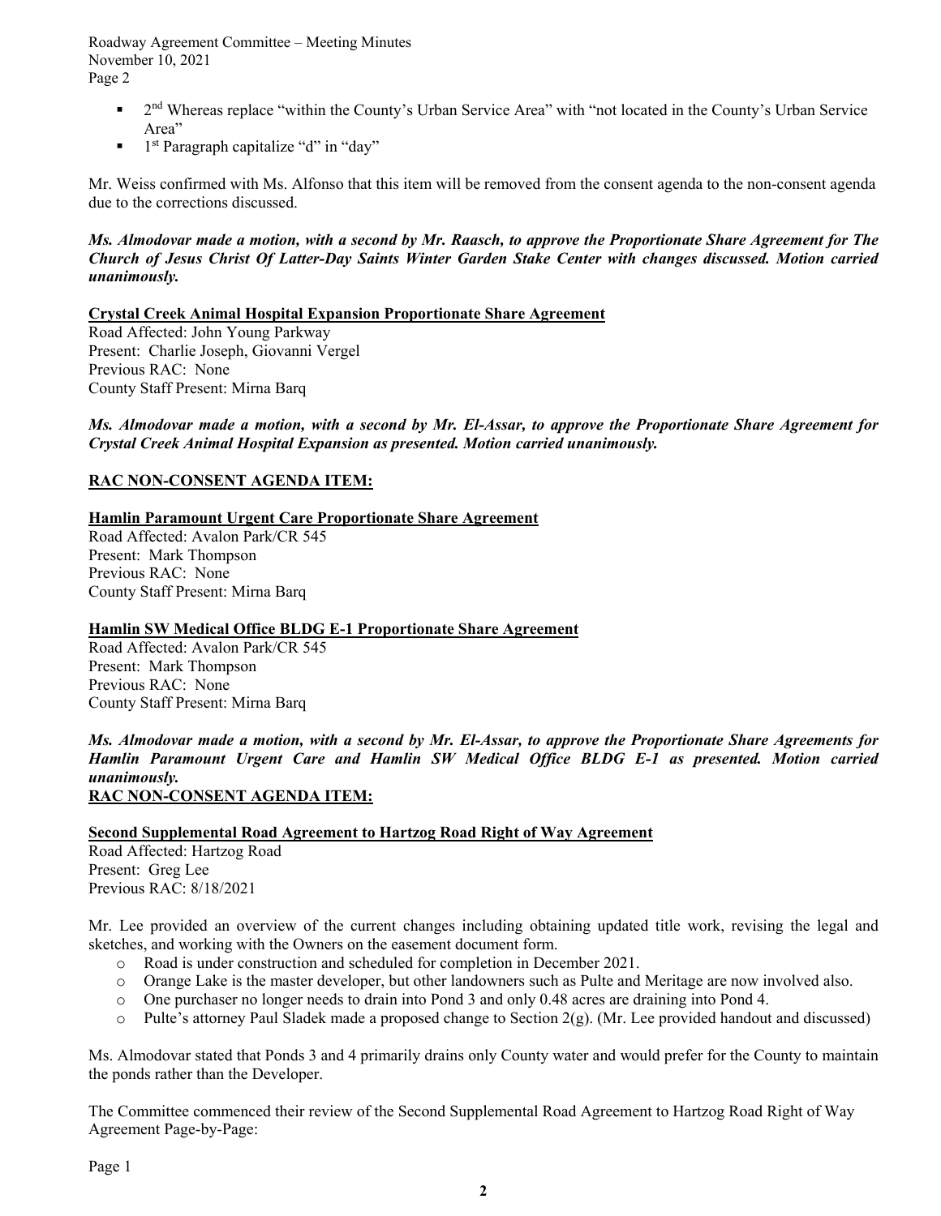- 2nd Whereas replace "within the County's Urban Service Area" with "not located in the County's Urban Service Area"
- 1st Paragraph capitalize "d" in "day"

Mr. Weiss confirmed with Ms. Alfonso that this item will be removed from the consent agenda to the non-consent agenda due to the corrections discussed.

***Ms. Almodovar made a motion, with a second by Mr. Raasch, to approve the Proportionate Share Agreement for The Church of Jesus Christ Of Latter-Day Saints Winter Garden Stake Center with changes discussed. Motion carried unanimously.***

**Crystal Creek Animal Hospital Expansion Proportionate Share Agreement**
Road Affected: John Young Parkway
Present: Charlie Joseph, Giovanni Vergel
Previous RAC: None
County Staff Present: Mirna Barq

***Ms. Almodovar made a motion, with a second by Mr. El-Assar, to approve the Proportionate Share Agreement for Crystal Creek Animal Hospital Expansion as presented. Motion carried unanimously.***

**RAC NON-CONSENT AGENDA ITEM:**

**Hamlin Paramount Urgent Care Proportionate Share Agreement**
Road Affected: Avalon Park/CR 545
Present: Mark Thompson
Previous RAC: None
County Staff Present: Mirna Barq

**Hamlin SW Medical Office BLDG E-1 Proportionate Share Agreement**
Road Affected: Avalon Park/CR 545
Present: Mark Thompson
Previous RAC: None
County Staff Present: Mirna Barq

***Ms. Almodovar made a motion, with a second by Mr. El-Assar, to approve the Proportionate Share Agreements for Hamlin Paramount Urgent Care and Hamlin SW Medical Office BLDG E-1 as presented. Motion carried unanimously.***

**RAC NON-CONSENT AGENDA ITEM:**

**Second Supplemental Road Agreement to Hartzog Road Right of Way Agreement**
Road Affected: Hartzog Road
Present: Greg Lee
Previous RAC: 8/18/2021

Mr. Lee provided an overview of the current changes including obtaining updated title work, revising the legal and sketches, and working with the Owners on the easement document form.

- Road is under construction and scheduled for completion in December 2021.
- Orange Lake is the master developer, but other landowners such as Pulte and Meritage are now involved also.
- One purchaser no longer needs to drain into Pond 3 and only 0.48 acres are draining into Pond 4.
- Pulte's attorney Paul Sladek made a proposed change to Section 2(g). (Mr. Lee provided handout and discussed)

Ms. Almodovar stated that Ponds 3 and 4 primarily drains only County water and would prefer for the County to maintain the ponds rather than the Developer.

The Committee commenced their review of the Second Supplemental Road Agreement to Hartzog Road Right of Way Agreement Page-by-Page:

Page 1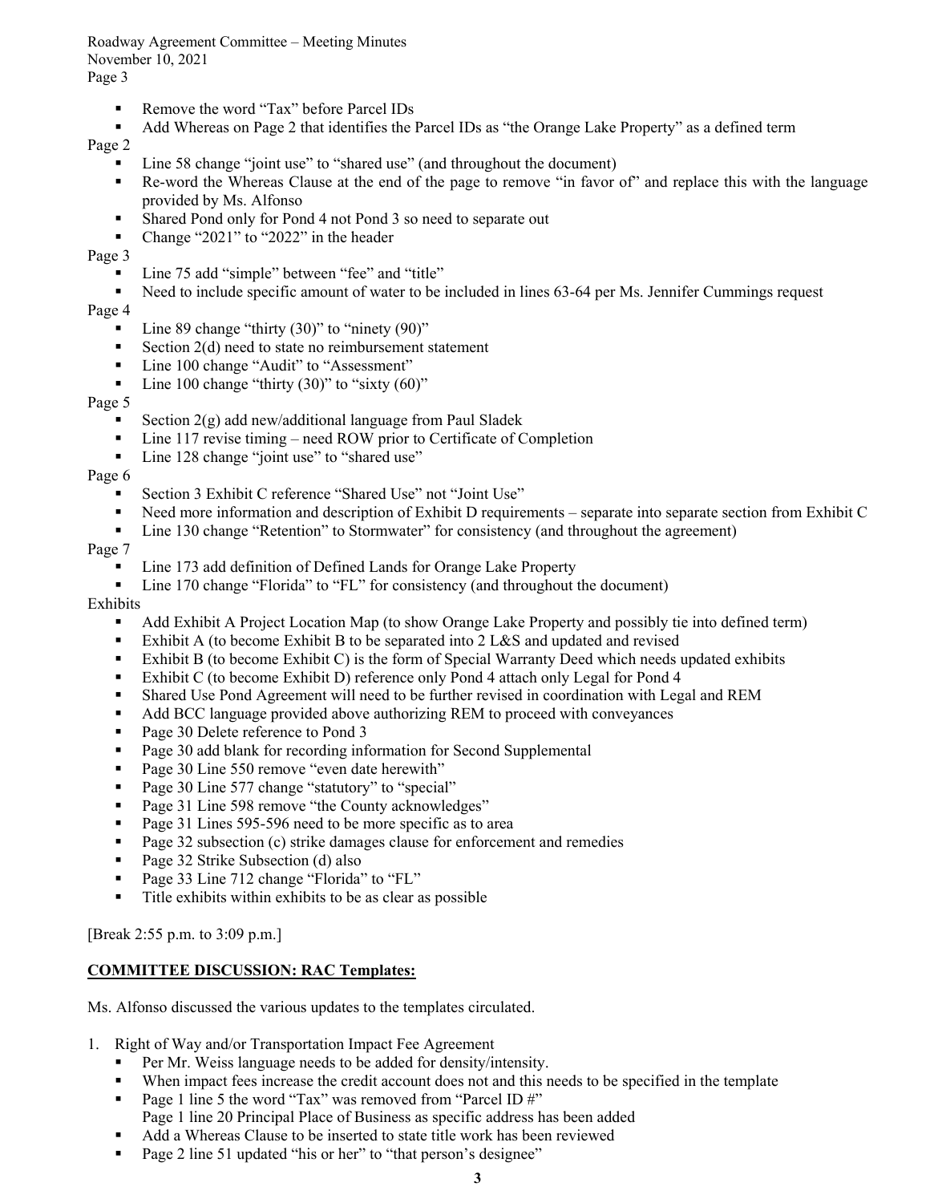- Remove the word "Tax" before Parcel IDs
- Add Whereas on Page 2 that identifies the Parcel IDs as "the Orange Lake Property" as a defined term

Page 2

- Line 58 change "joint use" to "shared use" (and throughout the document)
- Re-word the Whereas Clause at the end of the page to remove "in favor of" and replace this with the language provided by Ms. Alfonso
- Shared Pond only for Pond 4 not Pond 3 so need to separate out
- Change "2021" to "2022" in the header

Page 3

- Line 75 add "simple" between "fee" and "title"
- Need to include specific amount of water to be included in lines 63-64 per Ms. Jennifer Cummings request

Page 4

- Line 89 change "thirty (30)" to "ninety (90)"
- Section 2(d) need to state no reimbursement statement
- Line 100 change "Audit" to "Assessment"
- Line 100 change "thirty (30)" to "sixty (60)"

Page 5

- Section 2(g) add new/additional language from Paul Sladek
- Line 117 revise timing – need ROW prior to Certificate of Completion
- Line 128 change "joint use" to "shared use"

Page 6

- Section 3 Exhibit C reference "Shared Use" not "Joint Use"
- Need more information and description of Exhibit D requirements – separate into separate section from Exhibit C
- Line 130 change "Retention" to Stormwater" for consistency (and throughout the agreement)

Page 7

- Line 173 add definition of Defined Lands for Orange Lake Property
- Line 170 change "Florida" to "FL" for consistency (and throughout the document)

Exhibits

- Add Exhibit A Project Location Map (to show Orange Lake Property and possibly tie into defined term)
- Exhibit A (to become Exhibit B to be separated into 2 L&S and updated and revised
- Exhibit B (to become Exhibit C) is the form of Special Warranty Deed which needs updated exhibits
- Exhibit C (to become Exhibit D) reference only Pond 4 attach only Legal for Pond 4
- Shared Use Pond Agreement will need to be further revised in coordination with Legal and REM
- Add BCC language provided above authorizing REM to proceed with conveyances
- Page 30 Delete reference to Pond 3
- Page 30 add blank for recording information for Second Supplemental
- Page 30 Line 550 remove "even date herewith"
- Page 30 Line 577 change "statutory" to "special"
- Page 31 Line 598 remove "the County acknowledges"
- Page 31 Lines 595-596 need to be more specific as to area
- Page 32 subsection (c) strike damages clause for enforcement and remedies
- Page 32 Strike Subsection (d) also
- Page 33 Line 712 change "Florida" to "FL"
- Title exhibits within exhibits to be as clear as possible

[Break 2:55 p.m. to 3:09 p.m.]

**COMMITTEE DISCUSSION: RAC Templates:**

Ms. Alfonso discussed the various updates to the templates circulated.

1. Right of Way and/or Transportation Impact Fee Agreement
   - Per Mr. Weiss language needs to be added for density/intensity.
   - When impact fees increase the credit account does not and this needs to be specified in the template
   - Page 1 line 5 the word "Tax" was removed from "Parcel ID #"
     Page 1 line 20 Principal Place of Business as specific address has been added
   - Add a Whereas Clause to be inserted to state title work has been reviewed
   - Page 2 line 51 updated "his or her" to "that person's designee"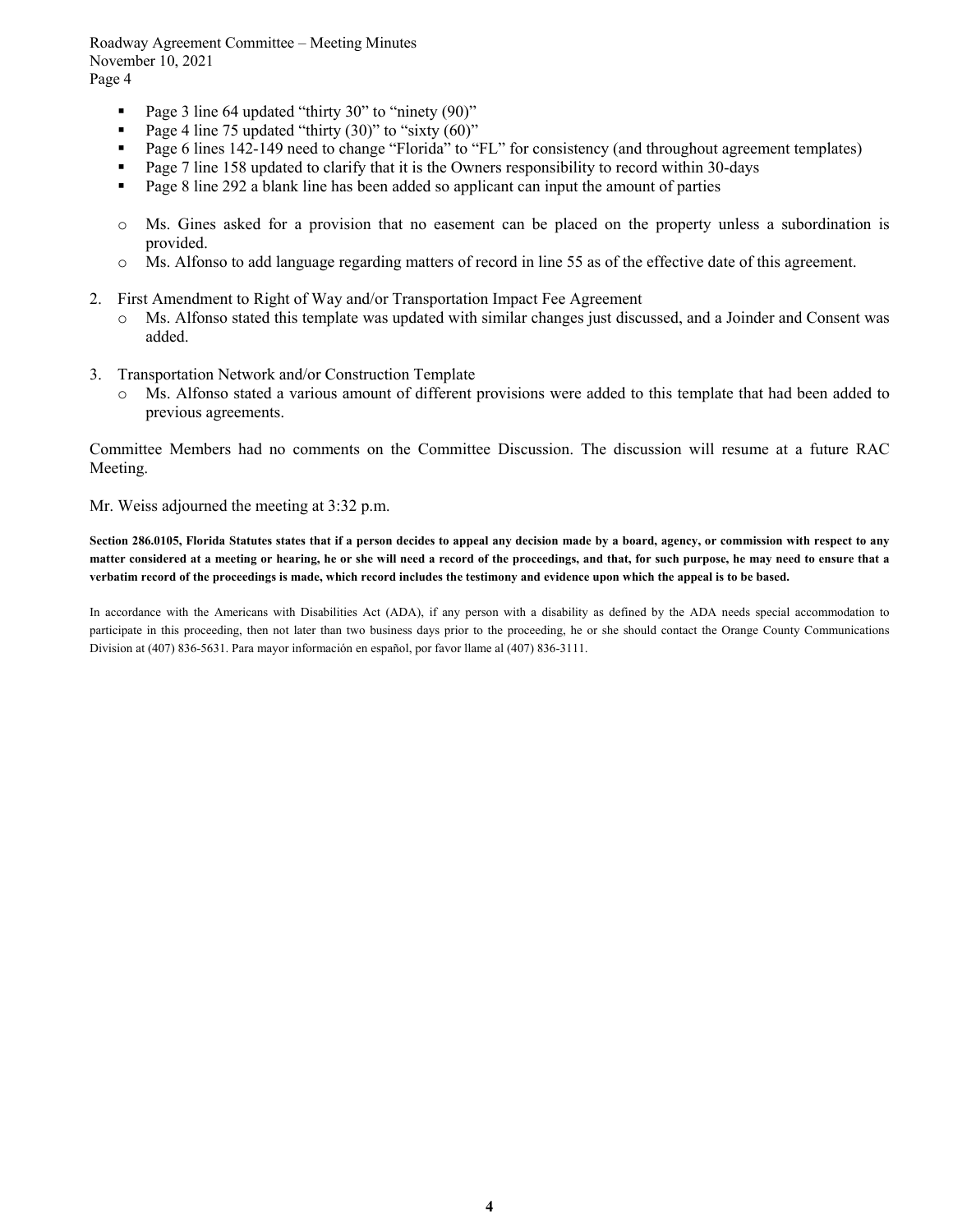- Page 3 line 64 updated “thirty 30” to “ninety (90)”
- Page 4 line 75 updated “thirty (30)” to “sixty (60)”
- Page 6 lines 142-149 need to change “Florida” to “FL” for consistency (and throughout agreement templates)
- Page 7 line 158 updated to clarify that it is the Owners responsibility to record within 30-days
- Page 8 line 292 a blank line has been added so applicant can input the amount of parties

  - Ms. Gines asked for a provision that no easement can be placed on the property unless a subordination is provided.
  - Ms. Alfonso to add language regarding matters of record in line 55 as of the effective date of this agreement.

2. First Amendment to Right of Way and/or Transportation Impact Fee Agreement
   - Ms. Alfonso stated this template was updated with similar changes just discussed, and a Joinder and Consent was added.

3. Transportation Network and/or Construction Template
   - Ms. Alfonso stated a various amount of different provisions were added to this template that had been added to previous agreements.

Committee Members had no comments on the Committee Discussion. The discussion will resume at a future RAC Meeting.

Mr. Weiss adjourned the meeting at 3:32 p.m.

**Section 286.0105, Florida Statutes states that if a person decides to appeal any decision made by a board, agency, or commission with respect to any matter considered at a meeting or hearing, he or she will need a record of the proceedings, and that, for such purpose, he may need to ensure that a verbatim record of the proceedings is made, which record includes the testimony and evidence upon which the appeal is to be based.**

In accordance with the Americans with Disabilities Act (ADA), if any person with a disability as defined by the ADA needs special accommodation to participate in this proceeding, then not later than two business days prior to the proceeding, he or she should contact the Orange County Communications Division at (407) 836-5631. Para mayor información en español, por favor llame al (407) 836-3111.